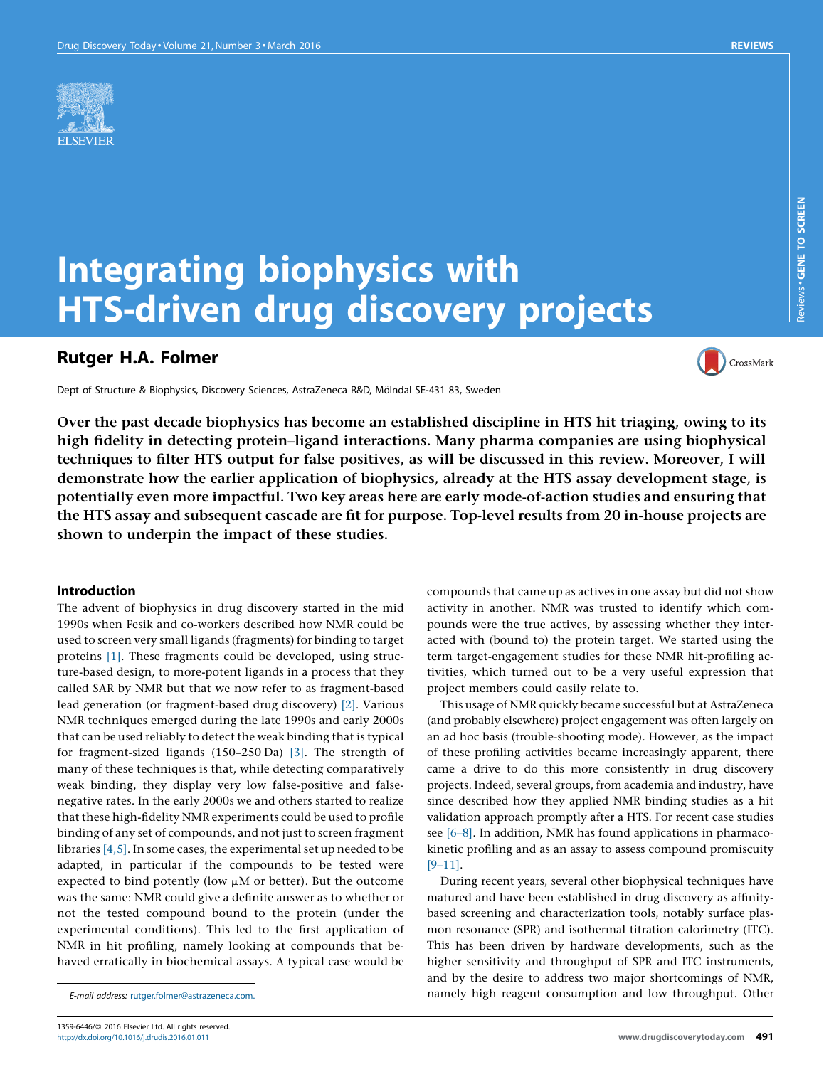# Integrating biophysics with HTS-driven drug discovery projects

## Rutger H.A. Folmer

Dept of Structure & Biophysics, Discovery Sciences, AstraZeneca R&D, Mölndal SE-431 83, Sweden

**Over the past decade biophysics has become an established discipline in HTS hit triaging, owing to its high fidelity in detecting protein–ligand interactions. Many pharma companies are using biophysical techniques to filter HTS output for false positives, as will be discussed in this review. Moreover, I will demonstrate how the earlier application of biophysics, already at the HTS assay development stage, is potentially even more impactful. Two key areas here are early mode-of-action studies and ensuring that the HTS assay and subsequent cascade are fit for purpose. Top-level results from 20 in-house projects are shown to underpin the impact of these studies.**

### Introduction

The advent of biophysics in drug discovery started in the mid 1990s when Fesik and co-workers described how NMR could be used to screen very small ligands (fragments) for binding to target proteins [1]. These fragments could be developed, using structure-based design, to more-potent ligands in a process that they called SAR by NMR but that we now refer to as fragment-based lead generation (or fragment-based drug discovery) [2]. Various NMR techniques emerged during the late 1990s and early 2000s that can be used reliably to detect the weak binding that is typical for fragment-sized ligands (150–250 Da) [3]. The strength of many of these techniques is that, while detecting comparatively weak binding, they display very low false-positive and false-negative rates. In the early 2000s we and others started to realize that these high-fidelity NMR experiments could be used to profile binding of any set of compounds, and not just to screen fragment libraries [4,5]. In some cases, the experimental set up needed to be adapted, in particular if the compounds to be tested were expected to bind potently (low μM or better). But the outcome was the same: NMR could give a definite answer as to whether or not the tested compound bound to the protein (under the experimental conditions). This led to the first application of NMR in hit profiling, namely looking at compounds that behaved erratically in biochemical assays. A typical case would be compounds that came up as actives in one assay but did not show activity in another. NMR was trusted to identify which compounds were the true actives, by assessing whether they interacted with (bound to) the protein target. We started using the term target-engagement studies for these NMR hit-profiling activities, which turned out to be a very useful expression that project members could easily relate to.

This usage of NMR quickly became successful but at AstraZeneca (and probably elsewhere) project engagement was often largely on an ad hoc basis (trouble-shooting mode). However, as the impact of these profiling activities became increasingly apparent, there came a drive to do this more consistently in drug discovery projects. Indeed, several groups, from academia and industry, have since described how they applied NMR binding studies as a hit validation approach promptly after a HTS. For recent case studies see [6–8]. In addition, NMR has found applications in pharmacokinetic profiling and as an assay to assess compound promiscuity [9–11].

During recent years, several other biophysical techniques have matured and have been established in drug discovery as affinity-based screening and characterization tools, notably surface plasmon resonance (SPR) and isothermal titration calorimetry (ITC). This has been driven by hardware developments, such as the higher sensitivity and throughput of SPR and ITC instruments, and by the desire to address two major shortcomings of NMR, namely high reagent consumption and low throughput. Other

*E-mail address:* rutger.folmer@astrazeneca.com.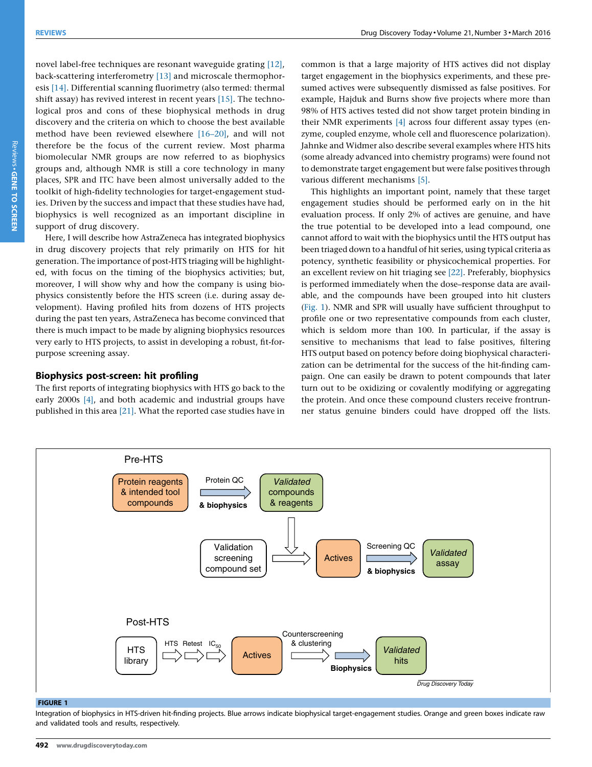novel label-free techniques are resonant waveguide grating [12], back-scattering interferometry [13] and microscale thermophoresis [14]. Differential scanning fluorimetry (also termed: thermal shift assay) has revived interest in recent years [15]. The technological pros and cons of these biophysical methods in drug discovery and the criteria on which to choose the best available method have been reviewed elsewhere [16–20], and will not therefore be the focus of the current review. Most pharma biomolecular NMR groups are now referred to as biophysics groups and, although NMR is still a core technology in many places, SPR and ITC have been almost universally added to the toolkit of high-fidelity technologies for target-engagement studies. Driven by the success and impact that these studies have had, biophysics is well recognized as an important discipline in support of drug discovery.

Here, I will describe how AstraZeneca has integrated biophysics in drug discovery projects that rely primarily on HTS for hit generation. The importance of post-HTS triaging will be highlighted, with focus on the timing of the biophysics activities; but, moreover, I will show why and how the company is using biophysics consistently before the HTS screen (i.e. during assay development). Having profiled hits from dozens of HTS projects during the past ten years, AstraZeneca has become convinced that there is much impact to be made by aligning biophysics resources very early to HTS projects, to assist in developing a robust, fit-for-purpose screening assay.

## Biophysics post-screen: hit profiling

The first reports of integrating biophysics with HTS go back to the early 2000s [4], and both academic and industrial groups have published in this area [21]. What the reported case studies have in common is that a large majority of HTS actives did not display target engagement in the biophysics experiments, and these presumed actives were subsequently dismissed as false positives. For example, Hajduk and Burns show five projects where more than 98% of HTS actives tested did not show target protein binding in their NMR experiments [4] across four different assay types (enzyme, coupled enzyme, whole cell and fluorescence polarization). Jahnke and Widmer also describe several examples where HTS hits (some already advanced into chemistry programs) were found not to demonstrate target engagement but were false positives through various different mechanisms [5].

This highlights an important point, namely that these target engagement studies should be performed early on in the hit evaluation process. If only 2% of actives are genuine, and have the true potential to be developed into a lead compound, one cannot afford to wait with the biophysics until the HTS output has been triaged down to a handful of hit series, using typical criteria as potency, synthetic feasibility or physicochemical properties. For an excellent review on hit triaging see [22]. Preferably, biophysics is performed immediately when the dose–response data are available, and the compounds have been grouped into hit clusters (Fig. 1). NMR and SPR will usually have sufficient throughput to profile one or two representative compounds from each cluster, which is seldom more than 100. In particular, if the assay is sensitive to mechanisms that lead to false positives, filtering HTS output based on potency before doing biophysical characterization can be detrimental for the success of the hit-finding campaign. One can easily be drawn to potent compounds that later turn out to be oxidizing or covalently modifying or aggregating the protein. And once these compound clusters receive frontrunner status genuine binders could have dropped off the lists.

Pre-HTS: Protein reagents & intended tool compounds → (Protein QC & biophysics) → *Validated* compounds & reagents; Validation screening compound set → Actives → (Screening QC & biophysics) → *Validated* assay

Post-HTS: HTS library → HTS → Retest → $IC_{50}$ → Actives → Counterscreening & clustering → (Biophysics) → *Validated* hits

**FIGURE 1**

Integration of biophysics in HTS-driven hit-finding projects. Blue arrows indicate biophysical target-engagement studies. Orange and green boxes indicate raw and validated tools and results, respectively.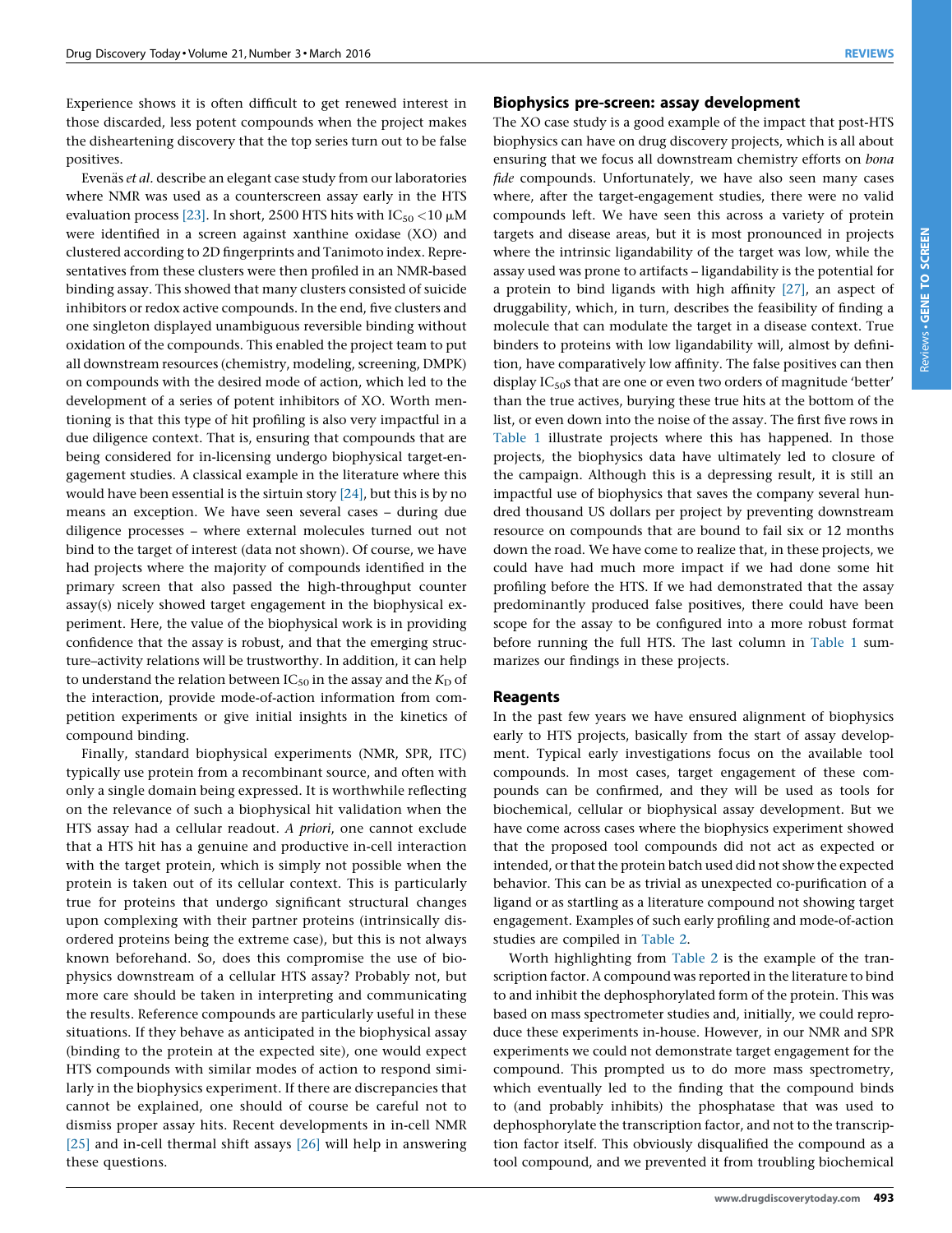Experience shows it is often difficult to get renewed interest in those discarded, less potent compounds when the project makes the disheartening discovery that the top series turn out to be false positives.

Evenäs *et al.* describe an elegant case study from our laboratories where NMR was used as a counterscreen assay early in the HTS evaluation process [23]. In short, 2500 HTS hits with $IC_{50} < 10\ \mu M$ were identified in a screen against xanthine oxidase (XO) and clustered according to 2D fingerprints and Tanimoto index. Representatives from these clusters were then profiled in an NMR-based binding assay. This showed that many clusters consisted of suicide inhibitors or redox active compounds. In the end, five clusters and one singleton displayed unambiguous reversible binding without oxidation of the compounds. This enabled the project team to put all downstream resources (chemistry, modeling, screening, DMPK) on compounds with the desired mode of action, which led to the development of a series of potent inhibitors of XO. Worth mentioning is that this type of hit profiling is also very impactful in a due diligence context. That is, ensuring that compounds that are being considered for in-licensing undergo biophysical target-engagement studies. A classical example in the literature where this would have been essential is the sirtuin story [24], but this is by no means an exception. We have seen several cases – during due diligence processes – where external molecules turned out not bind to the target of interest (data not shown). Of course, we have had projects where the majority of compounds identified in the primary screen that also passed the high-throughput counter assay(s) nicely showed target engagement in the biophysical experiment. Here, the value of the biophysical work is in providing confidence that the assay is robust, and that the emerging structure–activity relations will be trustworthy. In addition, it can help to understand the relation between $IC_{50}$ in the assay and the $K_D$ of the interaction, provide mode-of-action information from competition experiments or give initial insights in the kinetics of compound binding.

Finally, standard biophysical experiments (NMR, SPR, ITC) typically use protein from a recombinant source, and often with only a single domain being expressed. It is worthwhile reflecting on the relevance of such a biophysical hit validation when the HTS assay had a cellular readout. *A priori*, one cannot exclude that a HTS hit has a genuine and productive in-cell interaction with the target protein, which is simply not possible when the protein is taken out of its cellular context. This is particularly true for proteins that undergo significant structural changes upon complexing with their partner proteins (intrinsically disordered proteins being the extreme case), but this is not always known beforehand. So, does this compromise the use of biophysics downstream of a cellular HTS assay? Probably not, but more care should be taken in interpreting and communicating the results. Reference compounds are particularly useful in these situations. If they behave as anticipated in the biophysical assay (binding to the protein at the expected site), one would expect HTS compounds with similar modes of action to respond similarly in the biophysics experiment. If there are discrepancies that cannot be explained, one should of course be careful not to dismiss proper assay hits. Recent developments in in-cell NMR [25] and in-cell thermal shift assays [26] will help in answering these questions.

## Biophysics pre-screen: assay development

The XO case study is a good example of the impact that post-HTS biophysics can have on drug discovery projects, which is all about ensuring that we focus all downstream chemistry efforts on *bona fide* compounds. Unfortunately, we have also seen many cases where, after the target-engagement studies, there were no valid compounds left. We have seen this across a variety of protein targets and disease areas, but it is most pronounced in projects where the intrinsic ligandability of the target was low, while the assay used was prone to artifacts – ligandability is the potential for a protein to bind ligands with high affinity [27], an aspect of druggability, which, in turn, describes the feasibility of finding a molecule that can modulate the target in a disease context. True binders to proteins with low ligandability will, almost by definition, have comparatively low affinity. The false positives can then display $IC_{50}$s that are one or even two orders of magnitude 'better' than the true actives, burying these true hits at the bottom of the list, or even down into the noise of the assay. The first five rows in Table 1 illustrate projects where this has happened. In those projects, the biophysics data have ultimately led to closure of the campaign. Although this is a depressing result, it is still an impactful use of biophysics that saves the company several hundred thousand US dollars per project by preventing downstream resource on compounds that are bound to fail six or 12 months down the road. We have come to realize that, in these projects, we could have had much more impact if we had done some hit profiling before the HTS. If we had demonstrated that the assay predominantly produced false positives, there could have been scope for the assay to be configured into a more robust format before running the full HTS. The last column in Table 1 summarizes our findings in these projects.

## Reagents

In the past few years we have ensured alignment of biophysics early to HTS projects, basically from the start of assay development. Typical early investigations focus on the available tool compounds. In most cases, target engagement of these compounds can be confirmed, and they will be used as tools for biochemical, cellular or biophysical assay development. But we have come across cases where the biophysics experiment showed that the proposed tool compounds did not act as expected or intended, or that the protein batch used did not show the expected behavior. This can be as trivial as unexpected co-purification of a ligand or as startling as a literature compound not showing target engagement. Examples of such early profiling and mode-of-action studies are compiled in Table 2.

Worth highlighting from Table 2 is the example of the transcription factor. A compound was reported in the literature to bind to and inhibit the dephosphorylated form of the protein. This was based on mass spectrometer studies and, initially, we could reproduce these experiments in-house. However, in our NMR and SPR experiments we could not demonstrate target engagement for the compound. This prompted us to do more mass spectrometry, which eventually led to the finding that the compound binds to (and probably inhibits) the phosphatase that was used to dephosphorylate the transcription factor, and not to the transcription factor itself. This obviously disqualified the compound as a tool compound, and we prevented it from troubling biochemical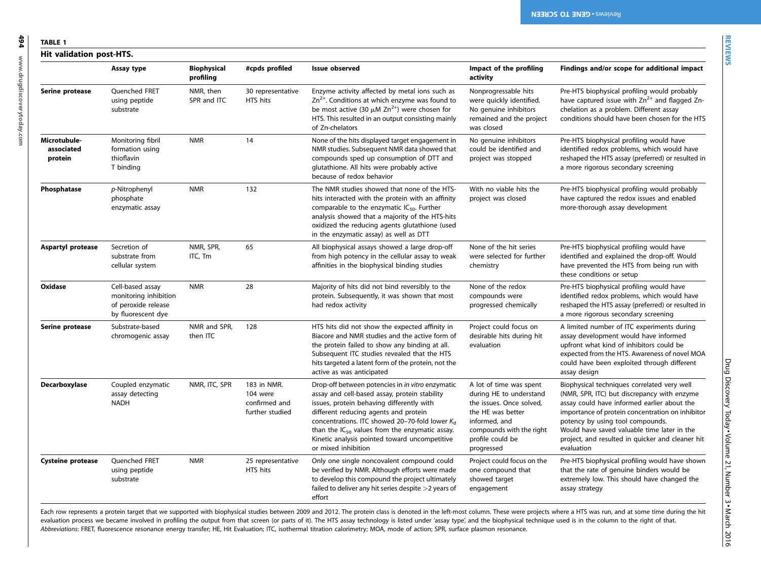**TABLE 1**

**Hit validation post-HTS.**

| | Assay type | Biophysical profiling | #cpds profiled | Issue observed | Impact of the profiling activity | Findings and/or scope for additional impact |
|---|---|---|---|---|---|---|
| **Serine protease** | Quenched FRET using peptide substrate | NMR, then SPR and ITC | 30 representative HTS hits | Enzyme activity affected by metal ions such as $Zn^{2+}$. Conditions at which enzyme was found to be most active (30 μM $Zn^{2+}$) were chosen for HTS. This resulted in an output consisting mainly of Zn-chelators | Nonprogressable hits were quickly identified. No genuine inhibitors remained and the project was closed | Pre-HTS biophysical profiling would probably have captured issue with $Zn^{2+}$ and flagged Zn-chelation as a problem. Different assay conditions should have been chosen for the HTS |
| **Microtubule-associated protein** | Monitoring fibril formation using thioflavin T binding | NMR | 14 | None of the hits displayed target engagement in NMR studies. Subsequent NMR data showed that compounds sped up consumption of DTT and glutathione. All hits were probably active because of redox behavior | No genuine inhibitors could be identified and project was stopped | Pre-HTS biophysical profiling would have identified redox problems, which would have reshaped the HTS assay (preferred) or resulted in a more rigorous secondary screening |
| **Phosphatase** | *p*-Nitrophenyl phosphate enzymatic assay | NMR | 132 | The NMR studies showed that none of the HTS-hits interacted with the protein with an affinity comparable to the enzymatic $IC_{50}$. Further analysis showed that a majority of the HTS-hits oxidized the reducing agents glutathione (used in the enzymatic assay) as well as DTT | With no viable hits the project was closed | Pre-HTS biophysical profiling would probably have captured the redox issues and enabled more-thorough assay development |
| **Aspartyl protease** | Secretion of substrate from cellular system | NMR, SPR, ITC, Tm | 65 | All biophysical assays showed a large drop-off from high potency in the cellular assay to weak affinities in the biophysical binding studies | None of the hit series were selected for further chemistry | Pre-HTS biophysical profiling would have identified and explained the drop-off. Would have prevented the HTS from being run with these conditions or setup |
| **Oxidase** | Cell-based assay monitoring inhibition of peroxide release by fluorescent dye | NMR | 28 | Majority of hits did not bind reversibly to the protein. Subsequently, it was shown that most had redox activity | None of the redox compounds were progressed chemically | Pre-HTS biophysical profiling would have identified redox problems, which would have reshaped the HTS assay (preferred) or resulted in a more rigorous secondary screening |
| **Serine protease** | Substrate-based chromogenic assay | NMR and SPR, then ITC | 128 | HTS hits did not show the expected affinity in Biacore and NMR studies and the active form of the protein failed to show any binding at all. Subsequent ITC studies revealed that the HTS hits targeted a latent form of the protein, not the active as was anticipated | Project could focus on desirable hits during hit evaluation | A limited number of ITC experiments during assay development would have informed upfront what kind of inhibitors could be expected from the HTS. Awareness of novel MOA could have been exploited through different assay design |
| **Decarboxylase** | Coupled enzymatic assay detecting NADH | NMR, ITC, SPR | 183 in NMR. 104 were confirmed and further studied | Drop-off between potencies in *in vitro* enzymatic assay and cell-based assay, protein stability issues, protein behaving differently with different reducing agents and protein concentrations. ITC showed 20–70-fold lower $K_d$ than the $IC_{50}$ values from the enzymatic assay. Kinetic analysis pointed toward uncompetitive or mixed inhibition | A lot of time was spent during HE to understand the issues. Once solved, the HE was better informed, and compounds with the right profile could be progressed | Biophysical techniques correlated very well (NMR, SPR, ITC) but discrepancy with enzyme assay could have informed earlier about the importance of protein concentration on inhibitor potency by using tool compounds. Would have saved valuable time later in the project, and resulted in quicker and cleaner hit evaluation |
| **Cysteine protease** | Quenched FRET using peptide substrate | NMR | 25 representative HTS hits | Only one single noncovalent compound could be verified by NMR. Although efforts were made to develop this compound the project ultimately failed to deliver any hit series despite >2 years of effort | Project could focus on the one compound that showed target engagement | Pre-HTS biophysical profiling would have shown that the rate of genuine binders would be extremely low. This should have changed the assay strategy |

Each row represents a protein target that we supported with biophysical studies between 2009 and 2012. The protein class is denoted in the left-most column. These were projects where a HTS was run, and at some time during the hit evaluation process we became involved in profiling the output from that screen (or parts of it). The HTS assay technology is listed under 'assay type', and the biophysical technique used is in the column to the right of that.
*Abbreviations*: FRET, fluorescence resonance energy transfer; HE, Hit Evaluation; ITC, isothermal titration calorimetry; MOA, mode of action; SPR, surface plasmon resonance.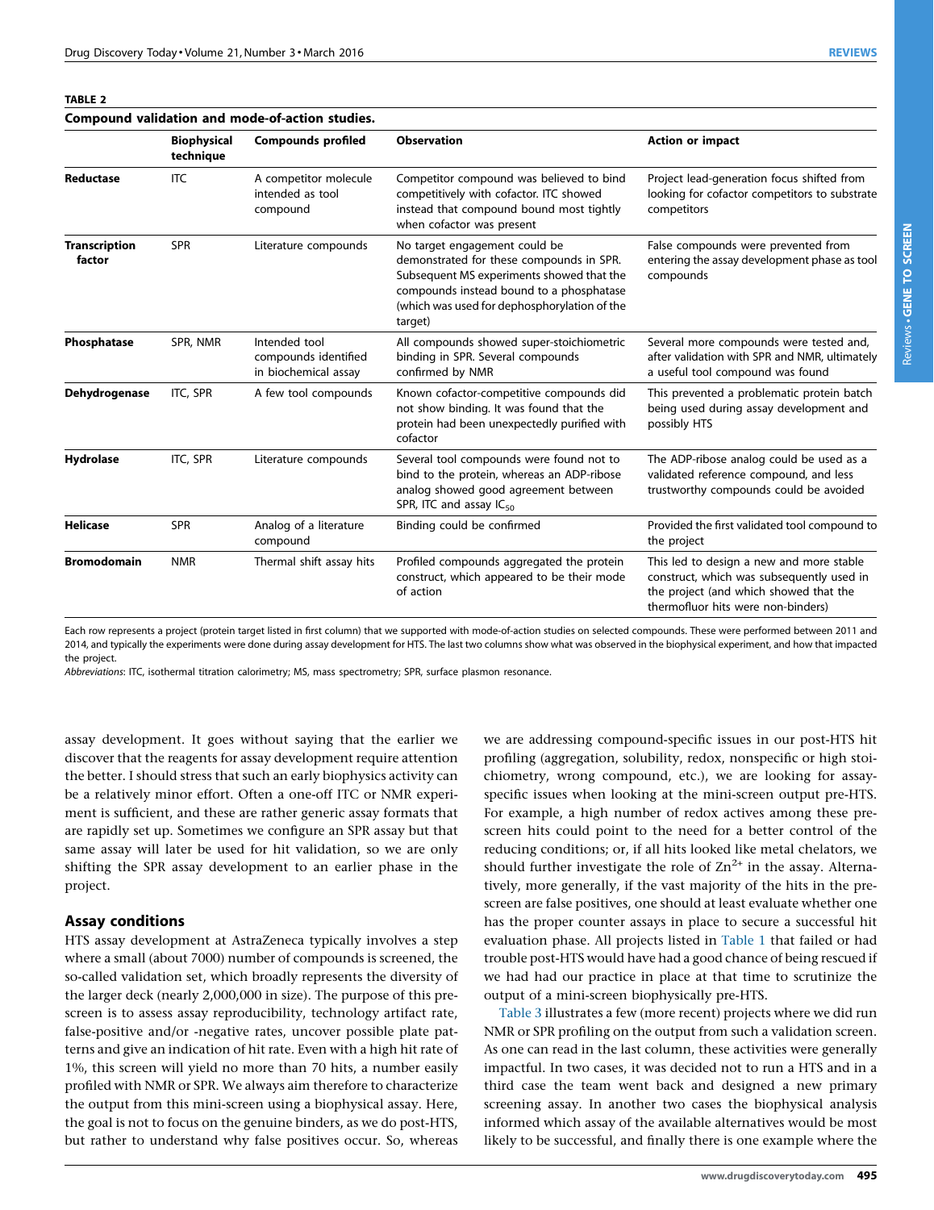**TABLE 2**

**Compound validation and mode-of-action studies.**

| | Biophysical technique | Compounds profiled | Observation | Action or impact |
|---|---|---|---|---|
| **Reductase** | ITC | A competitor molecule intended as tool compound | Competitor compound was believed to bind competitively with cofactor. ITC showed instead that compound bound most tightly when cofactor was present | Project lead-generation focus shifted from looking for cofactor competitors to substrate competitors |
| **Transcription factor** | SPR | Literature compounds | No target engagement could be demonstrated for these compounds in SPR. Subsequent MS experiments showed that the compounds instead bound to a phosphatase (which was used for dephosphorylation of the target) | False compounds were prevented from entering the assay development phase as tool compounds |
| **Phosphatase** | SPR, NMR | Intended tool compounds identified in biochemical assay | All compounds showed super-stoichiometric binding in SPR. Several compounds confirmed by NMR | Several more compounds were tested and, after validation with SPR and NMR, ultimately a useful tool compound was found |
| **Dehydrogenase** | ITC, SPR | A few tool compounds | Known cofactor-competitive compounds did not show binding. It was found that the protein had been unexpectedly purified with cofactor | This prevented a problematic protein batch being used during assay development and possibly HTS |
| **Hydrolase** | ITC, SPR | Literature compounds | Several tool compounds were found not to bind to the protein, whereas an ADP-ribose analog showed good agreement between SPR, ITC and assay $IC_{50}$ | The ADP-ribose analog could be used as a validated reference compound, and less trustworthy compounds could be avoided |
| **Helicase** | SPR | Analog of a literature compound | Binding could be confirmed | Provided the first validated tool compound to the project |
| **Bromodomain** | NMR | Thermal shift assay hits | Profiled compounds aggregated the protein construct, which appeared to be their mode of action | This led to design a new and more stable construct, which was subsequently used in the project (and which showed that the thermofluor hits were non-binders) |

Each row represents a project (protein target listed in first column) that we supported with mode-of-action studies on selected compounds. These were performed between 2011 and 2014, and typically the experiments were done during assay development for HTS. The last two columns show what was observed in the biophysical experiment, and how that impacted the project.

*Abbreviations*: ITC, isothermal titration calorimetry; MS, mass spectrometry; SPR, surface plasmon resonance.

assay development. It goes without saying that the earlier we discover that the reagents for assay development require attention the better. I should stress that such an early biophysics activity can be a relatively minor effort. Often a one-off ITC or NMR experiment is sufficient, and these are rather generic assay formats that are rapidly set up. Sometimes we configure an SPR assay but that same assay will later be used for hit validation, so we are only shifting the SPR assay development to an earlier phase in the project.

### Assay conditions

HTS assay development at AstraZeneca typically involves a step where a small (about 7000) number of compounds is screened, the so-called validation set, which broadly represents the diversity of the larger deck (nearly 2,000,000 in size). The purpose of this pre-screen is to assess assay reproducibility, technology artifact rate, false-positive and/or -negative rates, uncover possible plate patterns and give an indication of hit rate. Even with a high hit rate of 1%, this screen will yield no more than 70 hits, a number easily profiled with NMR or SPR. We always aim therefore to characterize the output from this mini-screen using a biophysical assay. Here, the goal is not to focus on the genuine binders, as we do post-HTS, but rather to understand why false positives occur. So, whereas we are addressing compound-specific issues in our post-HTS hit profiling (aggregation, solubility, redox, nonspecific or high stoichiometry, wrong compound, etc.), we are looking for assay-specific issues when looking at the mini-screen output pre-HTS. For example, a high number of redox actives among these pre-screen hits could point to the need for a better control of the reducing conditions; or, if all hits looked like metal chelators, we should further investigate the role of $Zn^{2+}$ in the assay. Alternatively, more generally, if the vast majority of the hits in the pre-screen are false positives, one should at least evaluate whether one has the proper counter assays in place to secure a successful hit evaluation phase. All projects listed in Table 1 that failed or had trouble post-HTS would have had a good chance of being rescued if we had had our practice in place at that time to scrutinize the output of a mini-screen biophysically pre-HTS.

Table 3 illustrates a few (more recent) projects where we did run NMR or SPR profiling on the output from such a validation screen. As one can read in the last column, these activities were generally impactful. In two cases, it was decided not to run a HTS and in a third case the team went back and designed a new primary screening assay. In another two cases the biophysical analysis informed which assay of the available alternatives would be most likely to be successful, and finally there is one example where the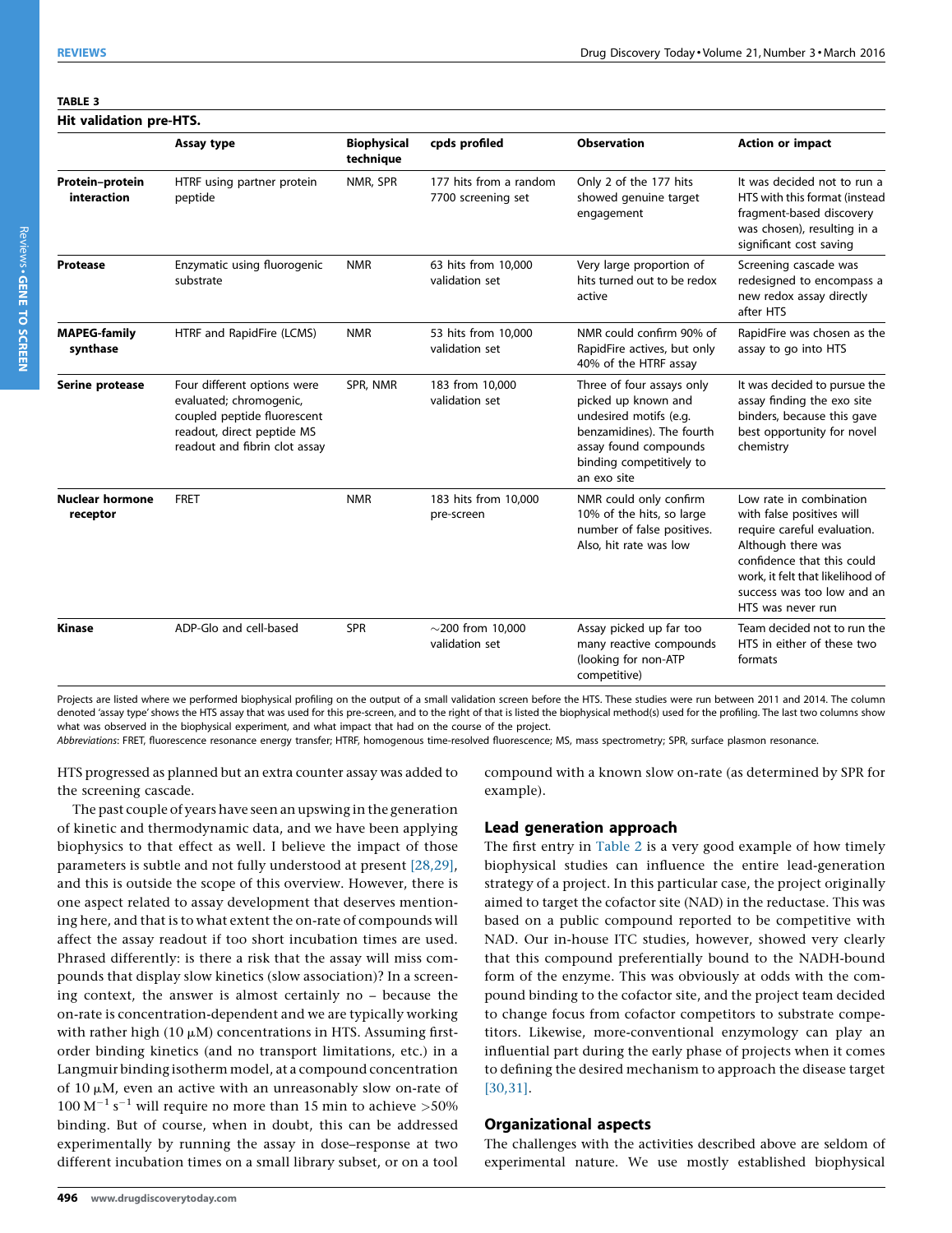**TABLE 3**

**Hit validation pre-HTS.**

| | Assay type | Biophysical technique | cpds profiled | Observation | Action or impact |
|---|---|---|---|---|---|
| **Protein–protein interaction** | HTRF using partner protein peptide | NMR, SPR | 177 hits from a random 7700 screening set | Only 2 of the 177 hits showed genuine target engagement | It was decided not to run a HTS with this format (instead fragment-based discovery was chosen), resulting in a significant cost saving |
| **Protease** | Enzymatic using fluorogenic substrate | NMR | 63 hits from 10,000 validation set | Very large proportion of hits turned out to be redox active | Screening cascade was redesigned to encompass a new redox assay directly after HTS |
| **MAPEG-family synthase** | HTRF and RapidFire (LCMS) | NMR | 53 hits from 10,000 validation set | NMR could confirm 90% of RapidFire actives, but only 40% of the HTRF assay | RapidFire was chosen as the assay to go into HTS |
| **Serine protease** | Four different options were evaluated; chromogenic, coupled peptide fluorescent readout, direct peptide MS readout and fibrin clot assay | SPR, NMR | 183 from 10,000 validation set | Three of four assays only picked up known and undesired motifs (e.g. benzamidines). The fourth assay found compounds binding competitively to an exo site | It was decided to pursue the assay finding the exo site binders, because this gave best opportunity for novel chemistry |
| **Nuclear hormone receptor** | FRET | NMR | 183 hits from 10,000 pre-screen | NMR could only confirm 10% of the hits, so large number of false positives. Also, hit rate was low | Low rate in combination with false positives will require careful evaluation. Although there was confidence that this could work, it felt that likelihood of success was too low and an HTS was never run |
| **Kinase** | ADP-Glo and cell-based | SPR | ~200 from 10,000 validation set | Assay picked up far too many reactive compounds (looking for non-ATP competitive) | Team decided not to run the HTS in either of these two formats |

Projects are listed where we performed biophysical profiling on the output of a small validation screen before the HTS. These studies were run between 2011 and 2014. The column denoted 'assay type' shows the HTS assay that was used for this pre-screen, and to the right of that is listed the biophysical method(s) used for the profiling. The last two columns show what was observed in the biophysical experiment, and what impact that had on the course of the project.

*Abbreviations*: FRET, fluorescence resonance energy transfer; HTRF, homogenous time-resolved fluorescence; MS, mass spectrometry; SPR, surface plasmon resonance.

HTS progressed as planned but an extra counter assay was added to the screening cascade.

The past couple of years have seen an upswing in the generation of kinetic and thermodynamic data, and we have been applying biophysics to that effect as well. I believe the impact of those parameters is subtle and not fully understood at present [28,29], and this is outside the scope of this overview. However, there is one aspect related to assay development that deserves mentioning here, and that is to what extent the on-rate of compounds will affect the assay readout if too short incubation times are used. Phrased differently: is there a risk that the assay will miss compounds that display slow kinetics (slow association)? In a screening context, the answer is almost certainly no – because the on-rate is concentration-dependent and we are typically working with rather high (10 $\mu$M) concentrations in HTS. Assuming first-order binding kinetics (and no transport limitations, etc.) in a Langmuir binding isotherm model, at a compound concentration of 10 $\mu$M, even an active with an unreasonably slow on-rate of 100 $M^{-1}\,s^{-1}$ will require no more than 15 min to achieve >50% binding. But of course, when in doubt, this can be addressed experimentally by running the assay in dose–response at two different incubation times on a small library subset, or on a tool compound with a known slow on-rate (as determined by SPR for example).

## Lead generation approach

The first entry in Table 2 is a very good example of how timely biophysical studies can influence the entire lead-generation strategy of a project. In this particular case, the project originally aimed to target the cofactor site (NAD) in the reductase. This was based on a public compound reported to be competitive with NAD. Our in-house ITC studies, however, showed very clearly that this compound preferentially bound to the NADH-bound form of the enzyme. This was obviously at odds with the compound binding to the cofactor site, and the project team decided to change focus from cofactor competitors to substrate competitors. Likewise, more-conventional enzymology can play an influential part during the early phase of projects when it comes to defining the desired mechanism to approach the disease target [30,31].

## Organizational aspects

The challenges with the activities described above are seldom of experimental nature. We use mostly established biophysical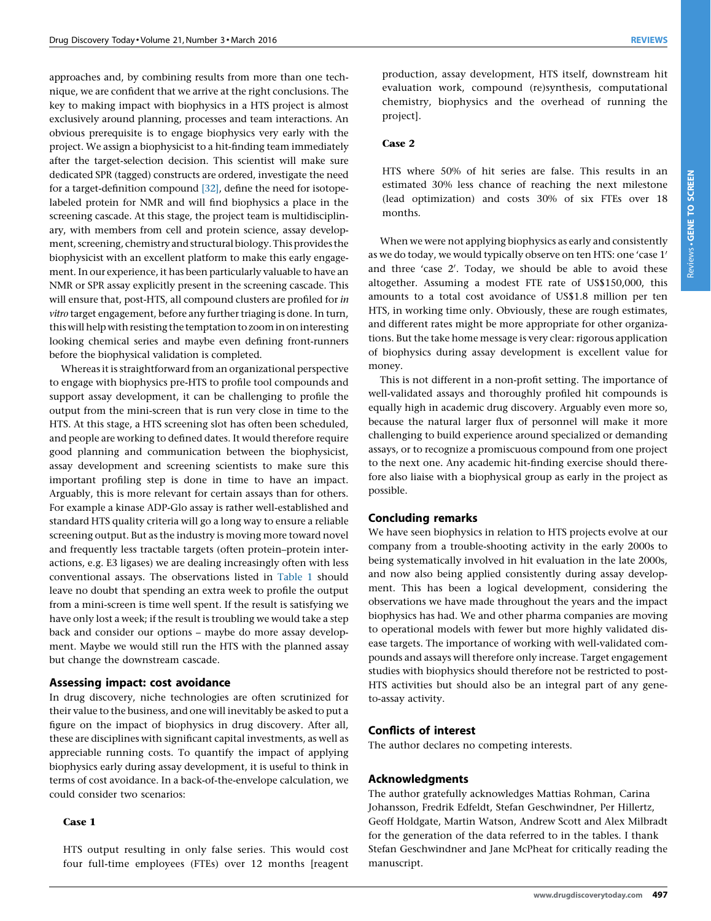approaches and, by combining results from more than one technique, we are confident that we arrive at the right conclusions. The key to making impact with biophysics in a HTS project is almost exclusively around planning, processes and team interactions. An obvious prerequisite is to engage biophysics very early with the project. We assign a biophysicist to a hit-finding team immediately after the target-selection decision. This scientist will make sure dedicated SPR (tagged) constructs are ordered, investigate the need for a target-definition compound [32], define the need for isotope-labeled protein for NMR and will find biophysics a place in the screening cascade. At this stage, the project team is multidisciplinary, with members from cell and protein science, assay development, screening, chemistry and structural biology. This provides the biophysicist with an excellent platform to make this early engagement. In our experience, it has been particularly valuable to have an NMR or SPR assay explicitly present in the screening cascade. This will ensure that, post-HTS, all compound clusters are profiled for *in vitro* target engagement, before any further triaging is done. In turn, this will help with resisting the temptation to zoom in on interesting looking chemical series and maybe even defining front-runners before the biophysical validation is completed.

Whereas it is straightforward from an organizational perspective to engage with biophysics pre-HTS to profile tool compounds and support assay development, it can be challenging to profile the output from the mini-screen that is run very close in time to the HTS. At this stage, a HTS screening slot has often been scheduled, and people are working to defined dates. It would therefore require good planning and communication between the biophysicist, assay development and screening scientists to make sure this important profiling step is done in time to have an impact. Arguably, this is more relevant for certain assays than for others. For example a kinase ADP-Glo assay is rather well-established and standard HTS quality criteria will go a long way to ensure a reliable screening output. But as the industry is moving more toward novel and frequently less tractable targets (often protein–protein interactions, e.g. E3 ligases) we are dealing increasingly often with less conventional assays. The observations listed in Table 1 should leave no doubt that spending an extra week to profile the output from a mini-screen is time well spent. If the result is satisfying we have only lost a week; if the result is troubling we would take a step back and consider our options – maybe do more assay development. Maybe we would still run the HTS with the planned assay but change the downstream cascade.

## Assessing impact: cost avoidance

In drug discovery, niche technologies are often scrutinized for their value to the business, and one will inevitably be asked to put a figure on the impact of biophysics in drug discovery. After all, these are disciplines with significant capital investments, as well as appreciable running costs. To quantify the impact of applying biophysics early during assay development, it is useful to think in terms of cost avoidance. In a back-of-the-envelope calculation, we could consider two scenarios:

**Case 1**

HTS output resulting in only false series. This would cost four full-time employees (FTEs) over 12 months [reagent production, assay development, HTS itself, downstream hit evaluation work, compound (re)synthesis, computational chemistry, biophysics and the overhead of running the project].

**Case 2**

HTS where 50% of hit series are false. This results in an estimated 30% less chance of reaching the next milestone (lead optimization) and costs 30% of six FTEs over 18 months.

When we were not applying biophysics as early and consistently as we do today, we would typically observe on ten HTS: one 'case 1' and three 'case 2'. Today, we should be able to avoid these altogether. Assuming a modest FTE rate of US\$150,000, this amounts to a total cost avoidance of US\$1.8 million per ten HTS, in working time only. Obviously, these are rough estimates, and different rates might be more appropriate for other organizations. But the take home message is very clear: rigorous application of biophysics during assay development is excellent value for money.

This is not different in a non-profit setting. The importance of well-validated assays and thoroughly profiled hit compounds is equally high in academic drug discovery. Arguably even more so, because the natural larger flux of personnel will make it more challenging to build experience around specialized or demanding assays, or to recognize a promiscuous compound from one project to the next one. Any academic hit-finding exercise should therefore also liaise with a biophysical group as early in the project as possible.

## Concluding remarks

We have seen biophysics in relation to HTS projects evolve at our company from a trouble-shooting activity in the early 2000s to being systematically involved in hit evaluation in the late 2000s, and now also being applied consistently during assay development. This has been a logical development, considering the observations we have made throughout the years and the impact biophysics has had. We and other pharma companies are moving to operational models with fewer but more highly validated disease targets. The importance of working with well-validated compounds and assays will therefore only increase. Target engagement studies with biophysics should therefore not be restricted to post-HTS activities but should also be an integral part of any gene-to-assay activity.

## Conflicts of interest

The author declares no competing interests.

## Acknowledgments

The author gratefully acknowledges Mattias Rohman, Carina Johansson, Fredrik Edfeldt, Stefan Geschwindner, Per Hillertz, Geoff Holdgate, Martin Watson, Andrew Scott and Alex Milbradt for the generation of the data referred to in the tables. I thank Stefan Geschwindner and Jane McPheat for critically reading the manuscript.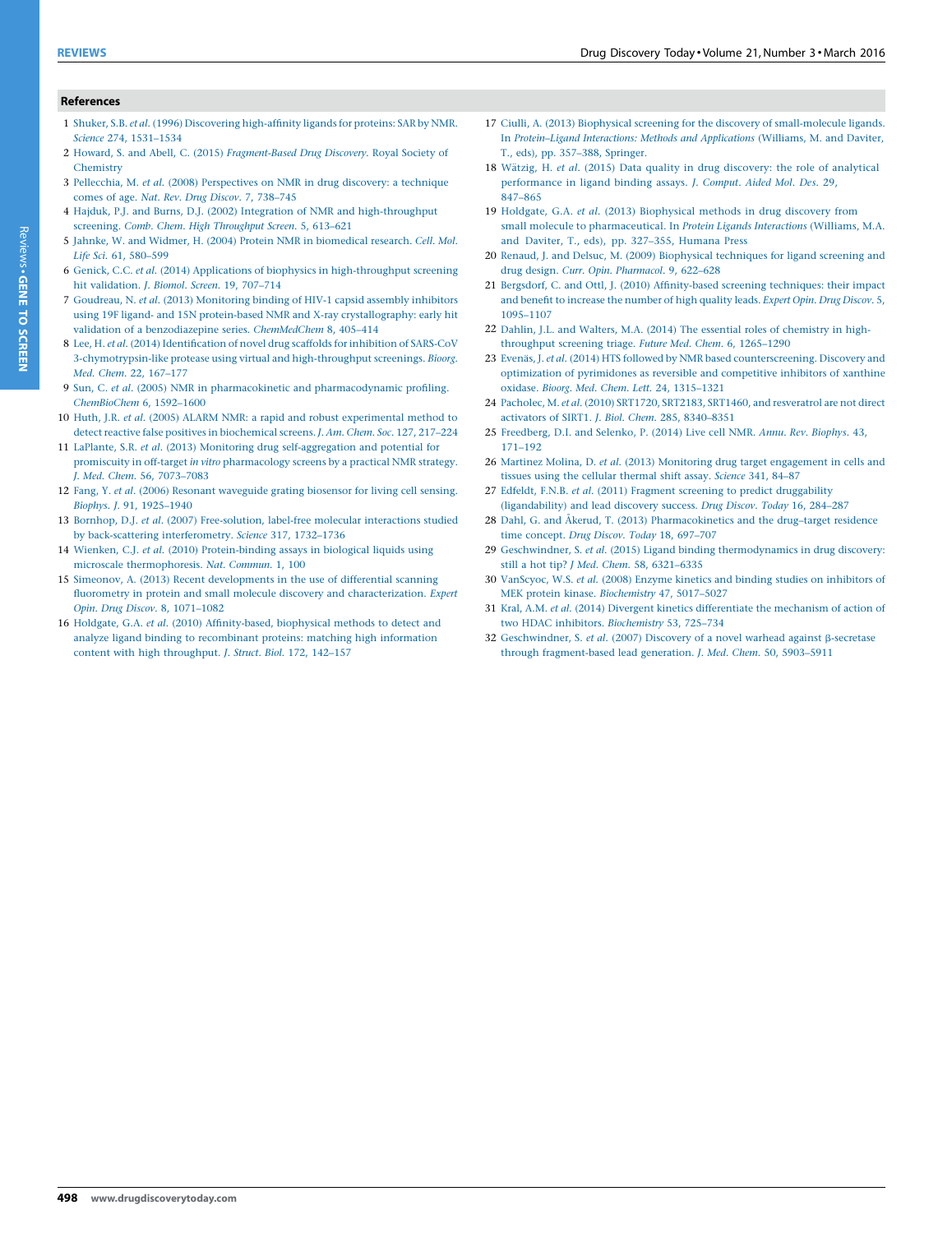## References

1 Shuker, S.B. *et al.* (1996) Discovering high-affinity ligands for proteins: SAR by NMR. *Science* 274, 1531–1534

2 Howard, S. and Abell, C. (2015) *Fragment-Based Drug Discovery*. Royal Society of Chemistry

3 Pellecchia, M. *et al.* (2008) Perspectives on NMR in drug discovery: a technique comes of age. *Nat. Rev. Drug Discov.* 7, 738–745

4 Hajduk, P.J. and Burns, D.J. (2002) Integration of NMR and high-throughput screening. *Comb. Chem. High Throughput Screen.* 5, 613–621

5 Jahnke, W. and Widmer, H. (2004) Protein NMR in biomedical research. *Cell. Mol. Life Sci.* 61, 580–599

6 Genick, C.C. *et al.* (2014) Applications of biophysics in high-throughput screening hit validation. *J. Biomol. Screen.* 19, 707–714

7 Goudreau, N. *et al.* (2013) Monitoring binding of HIV-1 capsid assembly inhibitors using 19F ligand- and 15N protein-based NMR and X-ray crystallography: early hit validation of a benzodiazepine series. *ChemMedChem* 8, 405–414

8 Lee, H. *et al.* (2014) Identification of novel drug scaffolds for inhibition of SARS-CoV 3-chymotrypsin-like protease using virtual and high-throughput screenings. *Bioorg. Med. Chem.* 22, 167–177

9 Sun, C. *et al.* (2005) NMR in pharmacokinetic and pharmacodynamic profiling. *ChemBioChem* 6, 1592–1600

10 Huth, J.R. *et al.* (2005) ALARM NMR: a rapid and robust experimental method to detect reactive false positives in biochemical screens. *J. Am. Chem. Soc.* 127, 217–224

11 LaPlante, S.R. *et al.* (2013) Monitoring drug self-aggregation and potential for promiscuity in off-target *in vitro* pharmacology screens by a practical NMR strategy. *J. Med. Chem.* 56, 7073–7083

12 Fang, Y. *et al.* (2006) Resonant waveguide grating biosensor for living cell sensing. *Biophys. J.* 91, 1925–1940

13 Bornhop, D.J. *et al.* (2007) Free-solution, label-free molecular interactions studied by back-scattering interferometry. *Science* 317, 1732–1736

14 Wienken, C.J. *et al.* (2010) Protein-binding assays in biological liquids using microscale thermophoresis. *Nat. Commun.* 1, 100

15 Simeonov, A. (2013) Recent developments in the use of differential scanning fluorometry in protein and small molecule discovery and characterization. *Expert Opin. Drug Discov.* 8, 1071–1082

16 Holdgate, G.A. *et al.* (2010) Affinity-based, biophysical methods to detect and analyze ligand binding to recombinant proteins: matching high information content with high throughput. *J. Struct. Biol.* 172, 142–157

17 Ciulli, A. (2013) Biophysical screening for the discovery of small-molecule ligands. In *Protein–Ligand Interactions: Methods and Applications* (Williams, M. and Daviter, T., eds), pp. 357–388, Springer.

18 Wätzig, H. *et al.* (2015) Data quality in drug discovery: the role of analytical performance in ligand binding assays. *J. Comput. Aided Mol. Des.* 29, 847–865

19 Holdgate, G.A. *et al.* (2013) Biophysical methods in drug discovery from small molecule to pharmaceutical. In *Protein Ligands Interactions* (Williams, M.A. and Daviter, T., eds), pp. 327–355, Humana Press

20 Renaud, J. and Delsuc, M. (2009) Biophysical techniques for ligand screening and drug design. *Curr. Opin. Pharmacol.* 9, 622–628

21 Bergsdorf, C. and Ottl, J. (2010) Affinity-based screening techniques: their impact and benefit to increase the number of high quality leads. *Expert Opin. Drug Discov.* 5, 1095–1107

22 Dahlin, J.L. and Walters, M.A. (2014) The essential roles of chemistry in high-throughput screening triage. *Future Med. Chem.* 6, 1265–1290

23 Evenäs, J. *et al.* (2014) HTS followed by NMR based counterscreening. Discovery and optimization of pyrimidones as reversible and competitive inhibitors of xanthine oxidase. *Bioorg. Med. Chem. Lett.* 24, 1315–1321

24 Pacholec, M. *et al.* (2010) SRT1720, SRT2183, SRT1460, and resveratrol are not direct activators of SIRT1. *J. Biol. Chem.* 285, 8340–8351

25 Freedberg, D.I. and Selenko, P. (2014) Live cell NMR. *Annu. Rev. Biophys.* 43, 171–192

26 Martinez Molina, D. *et al.* (2013) Monitoring drug target engagement in cells and tissues using the cellular thermal shift assay. *Science* 341, 84–87

27 Edfeldt, F.N.B. *et al.* (2011) Fragment screening to predict druggability (ligandability) and lead discovery success. *Drug Discov. Today* 16, 284–287

28 Dahl, G. and Åkerud, T. (2013) Pharmacokinetics and the drug–target residence time concept. *Drug Discov. Today* 18, 697–707

29 Geschwindner, S. *et al.* (2015) Ligand binding thermodynamics in drug discovery: still a hot tip? *J Med. Chem.* 58, 6321–6335

30 VanScyoc, W.S. *et al.* (2008) Enzyme kinetics and binding studies on inhibitors of MEK protein kinase. *Biochemistry* 47, 5017–5027

31 Kral, A.M. *et al.* (2014) Divergent kinetics differentiate the mechanism of action of two HDAC inhibitors. *Biochemistry* 53, 725–734

32 Geschwindner, S. *et al.* (2007) Discovery of a novel warhead against β-secretase through fragment-based lead generation. *J. Med. Chem.* 50, 5903–5911